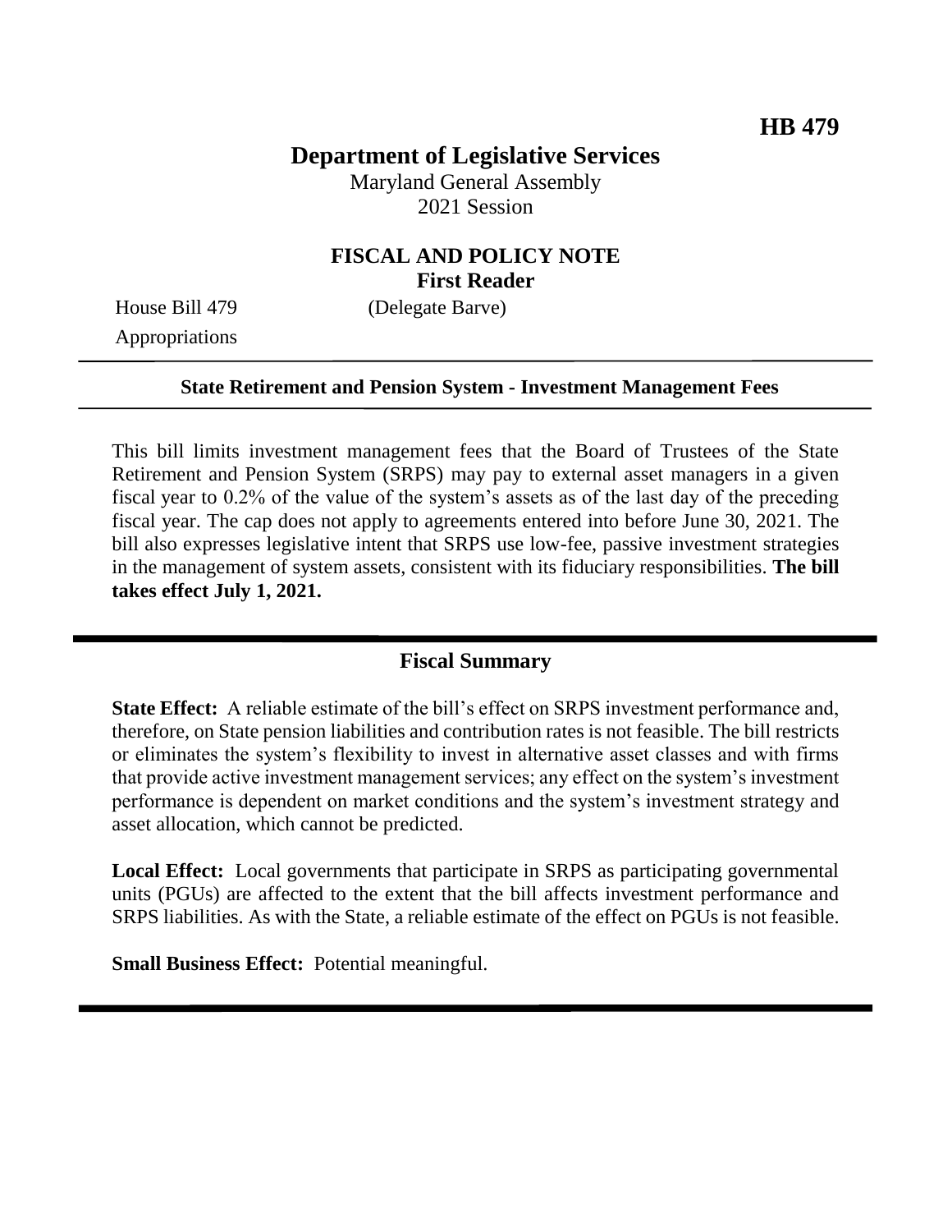**HB 479**

# Department of Legislative Services

Maryland General Assembly
2021 Session

## FISCAL AND POLICY NOTE
**First Reader**

House Bill 479 (Delegate Barve)
Appropriations

**State Retirement and Pension System - Investment Management Fees**

This bill limits investment management fees that the Board of Trustees of the State Retirement and Pension System (SRPS) may pay to external asset managers in a given fiscal year to 0.2% of the value of the system's assets as of the last day of the preceding fiscal year. The cap does not apply to agreements entered into before June 30, 2021. The bill also expresses legislative intent that SRPS use low-fee, passive investment strategies in the management of system assets, consistent with its fiduciary responsibilities. **The bill takes effect July 1, 2021.**

## Fiscal Summary

**State Effect:** A reliable estimate of the bill's effect on SRPS investment performance and, therefore, on State pension liabilities and contribution rates is not feasible. The bill restricts or eliminates the system's flexibility to invest in alternative asset classes and with firms that provide active investment management services; any effect on the system's investment performance is dependent on market conditions and the system's investment strategy and asset allocation, which cannot be predicted.

**Local Effect:** Local governments that participate in SRPS as participating governmental units (PGUs) are affected to the extent that the bill affects investment performance and SRPS liabilities. As with the State, a reliable estimate of the effect on PGUs is not feasible.

**Small Business Effect:** Potential meaningful.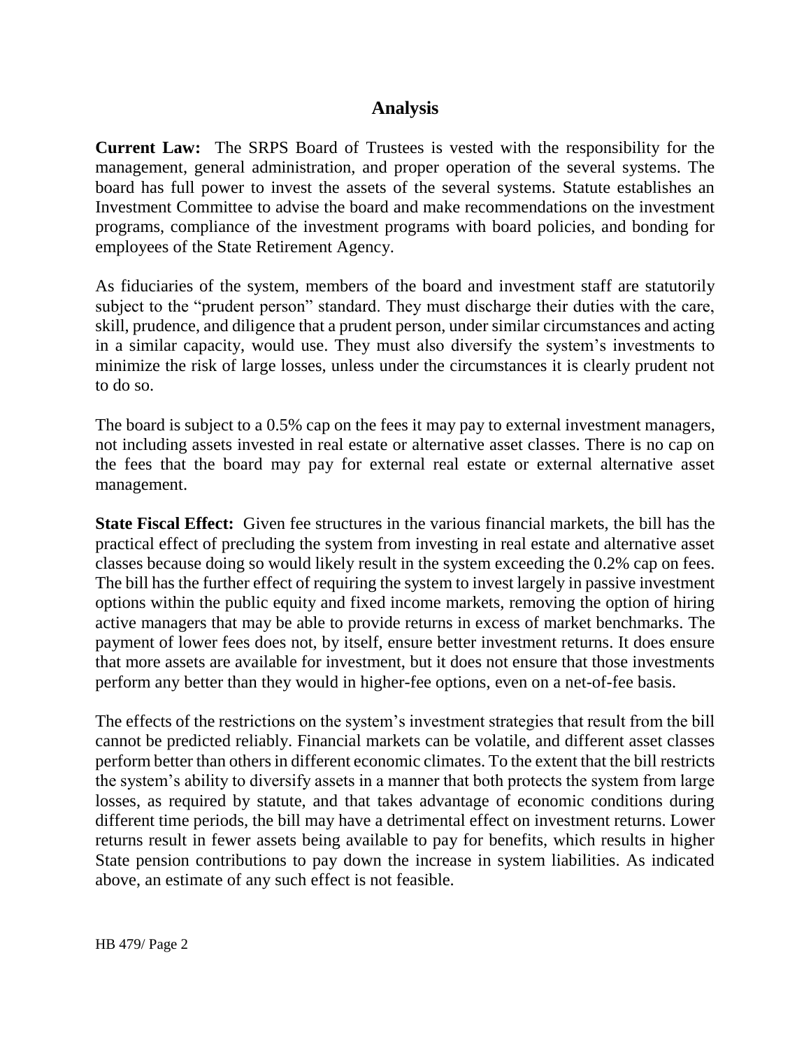## Analysis

**Current Law:** The SRPS Board of Trustees is vested with the responsibility for the management, general administration, and proper operation of the several systems. The board has full power to invest the assets of the several systems. Statute establishes an Investment Committee to advise the board and make recommendations on the investment programs, compliance of the investment programs with board policies, and bonding for employees of the State Retirement Agency.

As fiduciaries of the system, members of the board and investment staff are statutorily subject to the "prudent person" standard. They must discharge their duties with the care, skill, prudence, and diligence that a prudent person, under similar circumstances and acting in a similar capacity, would use. They must also diversify the system's investments to minimize the risk of large losses, unless under the circumstances it is clearly prudent not to do so.

The board is subject to a 0.5% cap on the fees it may pay to external investment managers, not including assets invested in real estate or alternative asset classes. There is no cap on the fees that the board may pay for external real estate or external alternative asset management.

**State Fiscal Effect:** Given fee structures in the various financial markets, the bill has the practical effect of precluding the system from investing in real estate and alternative asset classes because doing so would likely result in the system exceeding the 0.2% cap on fees. The bill has the further effect of requiring the system to invest largely in passive investment options within the public equity and fixed income markets, removing the option of hiring active managers that may be able to provide returns in excess of market benchmarks. The payment of lower fees does not, by itself, ensure better investment returns. It does ensure that more assets are available for investment, but it does not ensure that those investments perform any better than they would in higher-fee options, even on a net-of-fee basis.

The effects of the restrictions on the system's investment strategies that result from the bill cannot be predicted reliably. Financial markets can be volatile, and different asset classes perform better than others in different economic climates. To the extent that the bill restricts the system's ability to diversify assets in a manner that both protects the system from large losses, as required by statute, and that takes advantage of economic conditions during different time periods, the bill may have a detrimental effect on investment returns. Lower returns result in fewer assets being available to pay for benefits, which results in higher State pension contributions to pay down the increase in system liabilities. As indicated above, an estimate of any such effect is not feasible.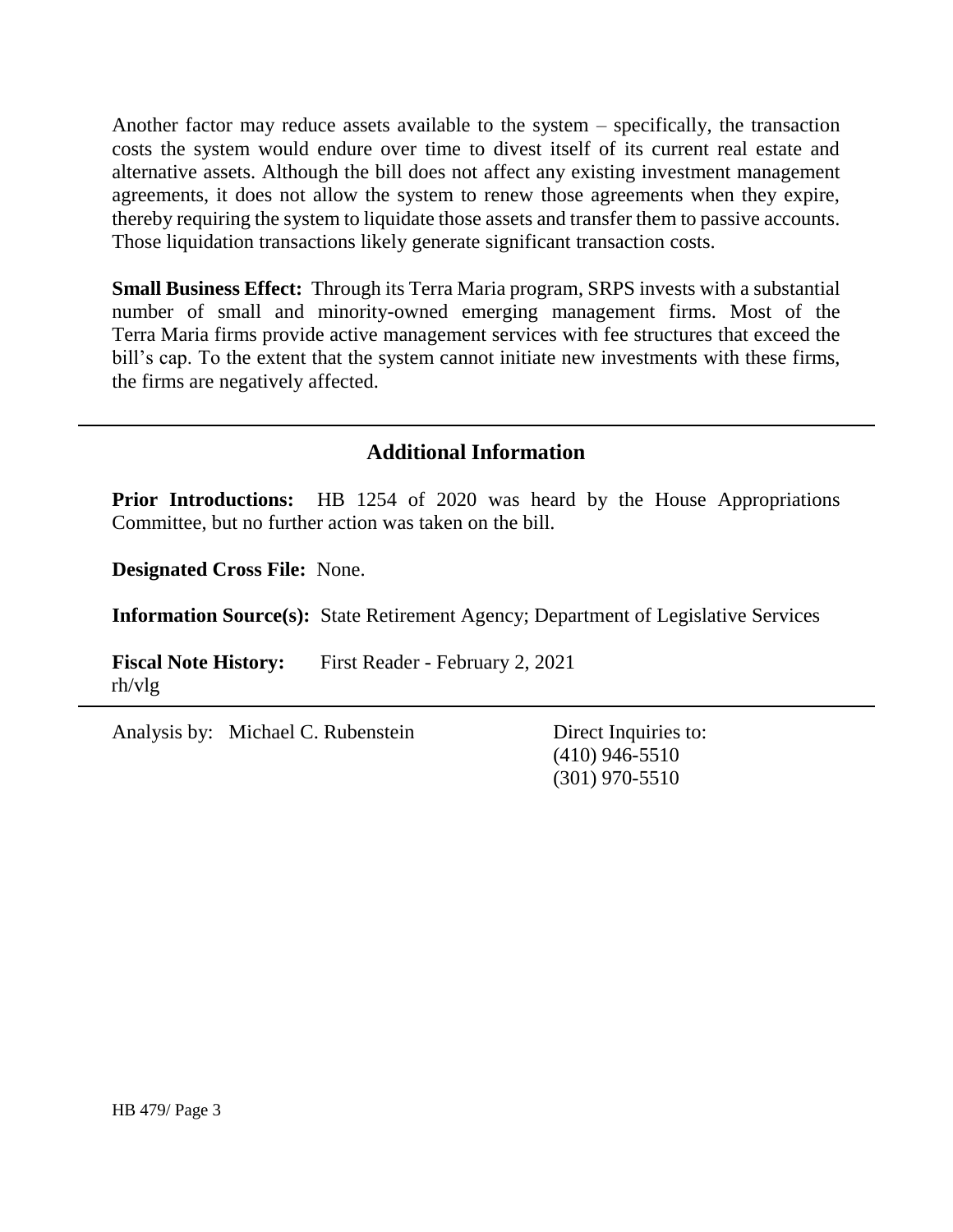Another factor may reduce assets available to the system – specifically, the transaction costs the system would endure over time to divest itself of its current real estate and alternative assets. Although the bill does not affect any existing investment management agreements, it does not allow the system to renew those agreements when they expire, thereby requiring the system to liquidate those assets and transfer them to passive accounts. Those liquidation transactions likely generate significant transaction costs.

**Small Business Effect:** Through its Terra Maria program, SRPS invests with a substantial number of small and minority-owned emerging management firms. Most of the Terra Maria firms provide active management services with fee structures that exceed the bill's cap. To the extent that the system cannot initiate new investments with these firms, the firms are negatively affected.

## Additional Information

**Prior Introductions:** HB 1254 of 2020 was heard by the House Appropriations Committee, but no further action was taken on the bill.

**Designated Cross File:** None.

**Information Source(s):** State Retirement Agency; Department of Legislative Services

**Fiscal Note History:** First Reader - February 2, 2021
rh/vlg

Analysis by: Michael C. Rubenstein

Direct Inquiries to:
(410) 946-5510
(301) 970-5510